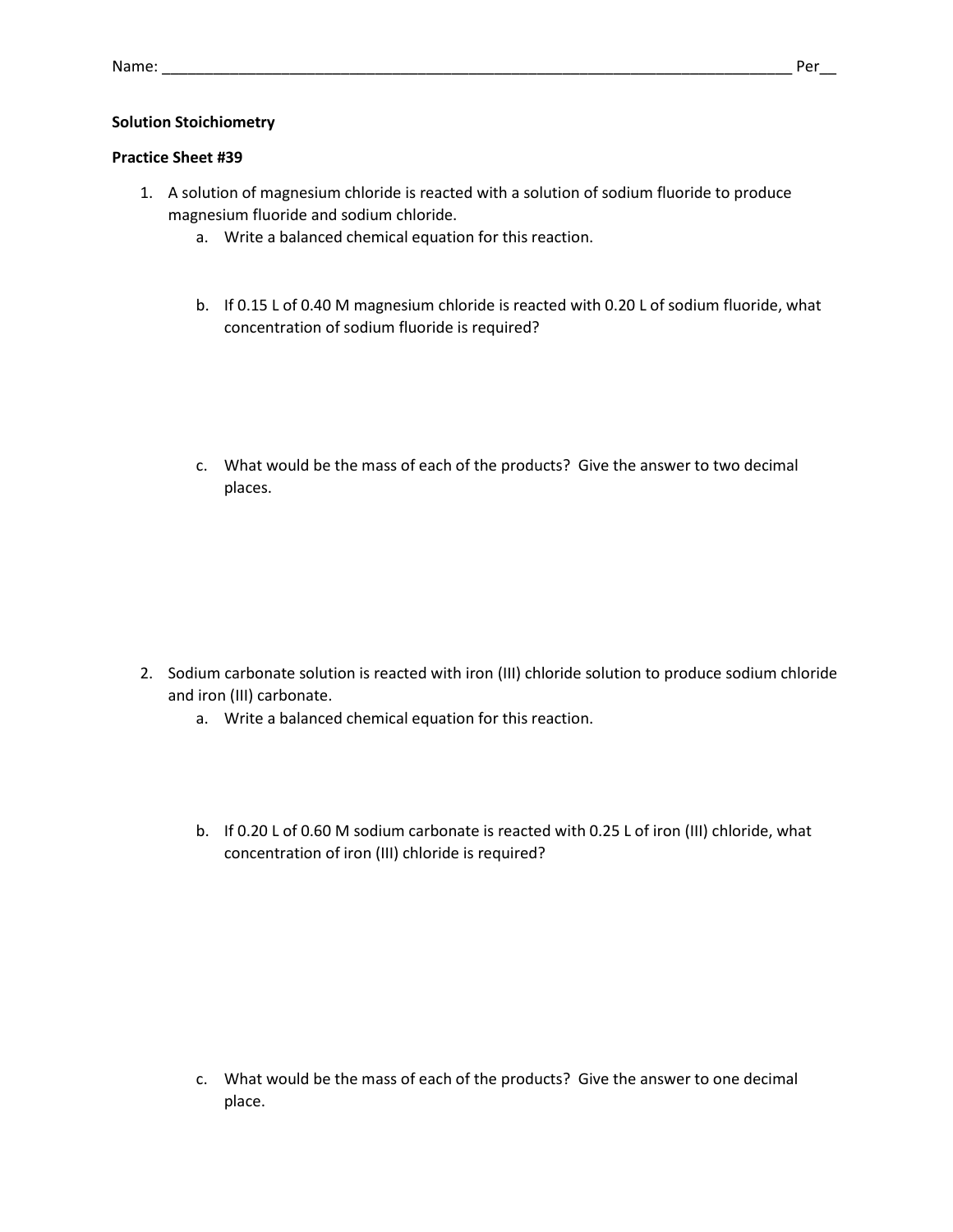Name: ______________________________________________________________________________ Per__

**Solution Stoichiometry**

**Practice Sheet #39**

1. A solution of magnesium chloride is reacted with a solution of sodium fluoride to produce magnesium fluoride and sodium chloride.
   a. Write a balanced chemical equation for this reaction.

   b. If 0.15 L of 0.40 M magnesium chloride is reacted with 0.20 L of sodium fluoride, what concentration of sodium fluoride is required?

   c. What would be the mass of each of the products? Give the answer to two decimal places.

2. Sodium carbonate solution is reacted with iron (III) chloride solution to produce sodium chloride and iron (III) carbonate.
   a. Write a balanced chemical equation for this reaction.

   b. If 0.20 L of 0.60 M sodium carbonate is reacted with 0.25 L of iron (III) chloride, what concentration of iron (III) chloride is required?

   c. What would be the mass of each of the products? Give the answer to one decimal place.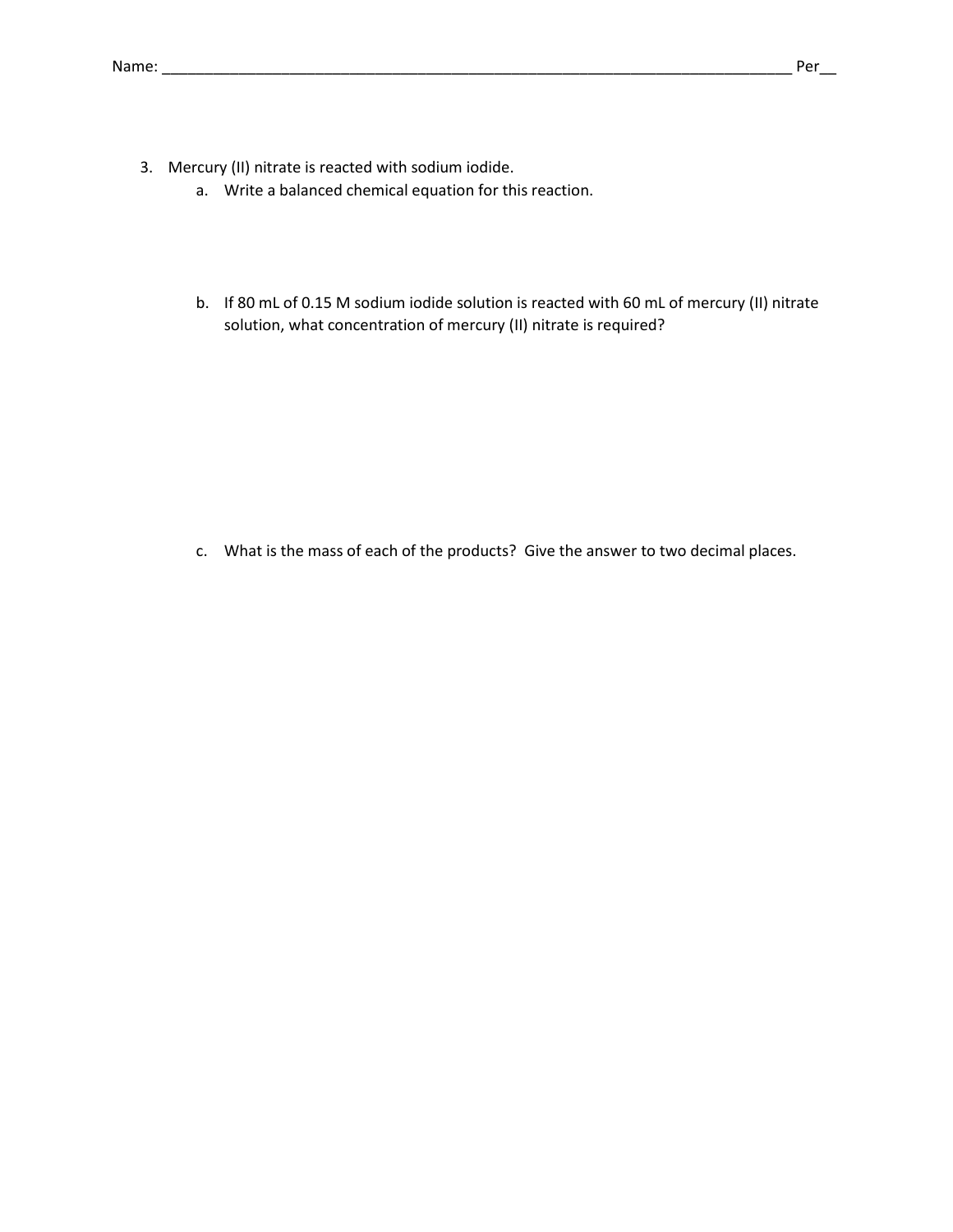Name: ______________________________________________________________________________ Per__

3. Mercury (II) nitrate is reacted with sodium iodide.
   a. Write a balanced chemical equation for this reaction.

   b. If 80 mL of 0.15 M sodium iodide solution is reacted with 60 mL of mercury (II) nitrate solution, what concentration of mercury (II) nitrate is required?

   c. What is the mass of each of the products? Give the answer to two decimal places.